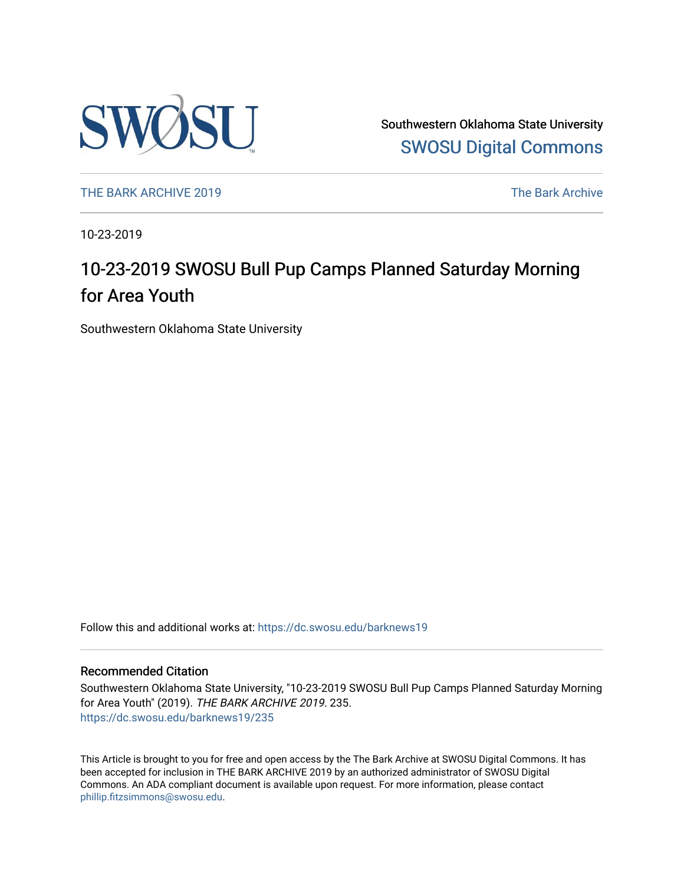Southwestern Oklahoma State University
SWOSU Digital Commons

THE BARK ARCHIVE 2019 | The Bark Archive

10-23-2019

# 10-23-2019 SWOSU Bull Pup Camps Planned Saturday Morning for Area Youth

Southwestern Oklahoma State University

Follow this and additional works at: https://dc.swosu.edu/barknews19

## Recommended Citation

Southwestern Oklahoma State University, "10-23-2019 SWOSU Bull Pup Camps Planned Saturday Morning for Area Youth" (2019). *THE BARK ARCHIVE 2019*. 235.
https://dc.swosu.edu/barknews19/235

This Article is brought to you for free and open access by the The Bark Archive at SWOSU Digital Commons. It has been accepted for inclusion in THE BARK ARCHIVE 2019 by an authorized administrator of SWOSU Digital Commons. An ADA compliant document is available upon request. For more information, please contact phillip.fitzsimmons@swosu.edu.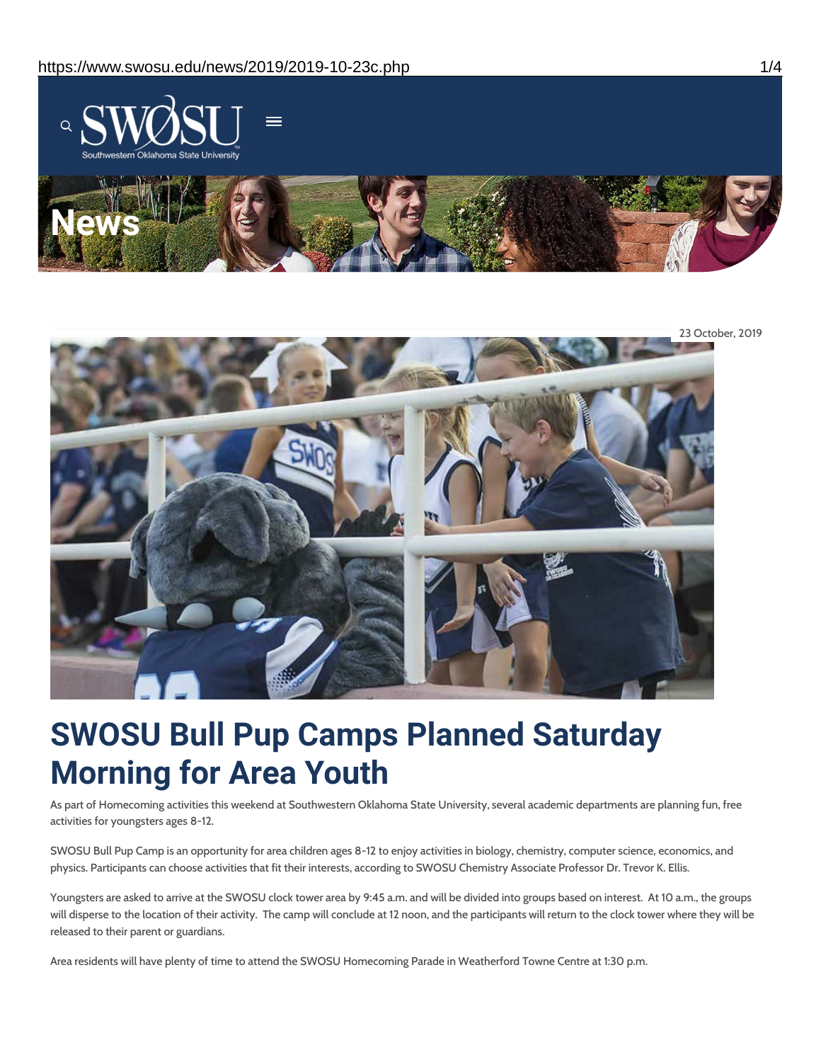News

23 October, 2019

# SWOSU Bull Pup Camps Planned Saturday Morning for Area Youth

As part of Homecoming activities this weekend at Southwestern Oklahoma State University, several academic departments are planning fun, free activities for youngsters ages 8-12.

SWOSU Bull Pup Camp is an opportunity for area children ages 8-12 to enjoy activities in biology, chemistry, computer science, economics, and physics. Participants can choose activities that fit their interests, according to SWOSU Chemistry Associate Professor Dr. Trevor K. Ellis.

Youngsters are asked to arrive at the SWOSU clock tower area by 9:45 a.m. and will be divided into groups based on interest. At 10 a.m., the groups will disperse to the location of their activity. The camp will conclude at 12 noon, and the participants will return to the clock tower where they will be released to their parent or guardians.

Area residents will have plenty of time to attend the SWOSU Homecoming Parade in Weatherford Towne Centre at 1:30 p.m.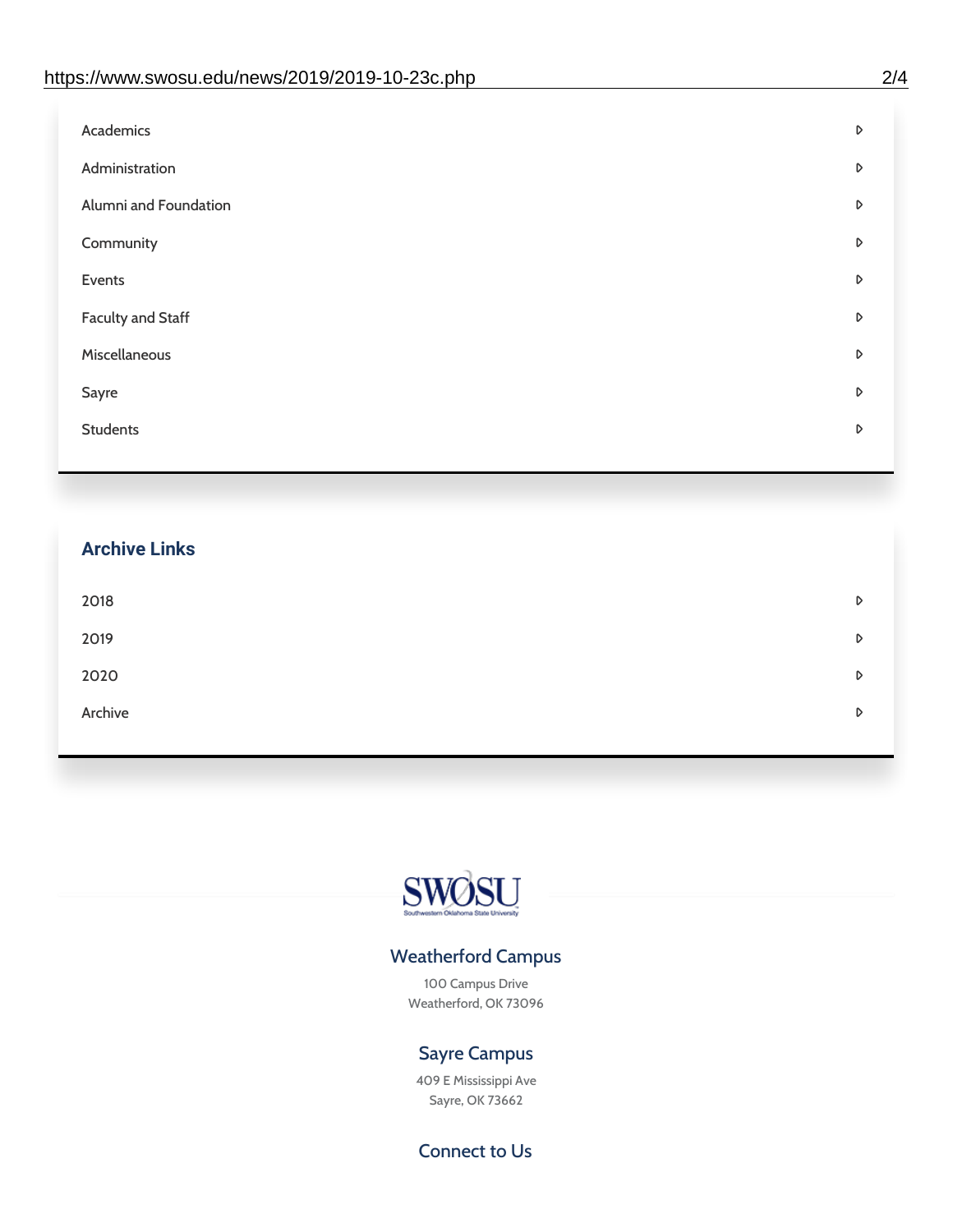- Academics
- Administration
- Alumni and Foundation
- Community
- Events
- Faculty and Staff
- Miscellaneous
- Sayre
- Students

## Archive Links

- 2018
- 2019
- 2020
- Archive

SWOSU
Southwestern Oklahoma State University

### Weatherford Campus

100 Campus Drive
Weatherford, OK 73096

### Sayre Campus

409 E Mississippi Ave
Sayre, OK 73662

### Connect to Us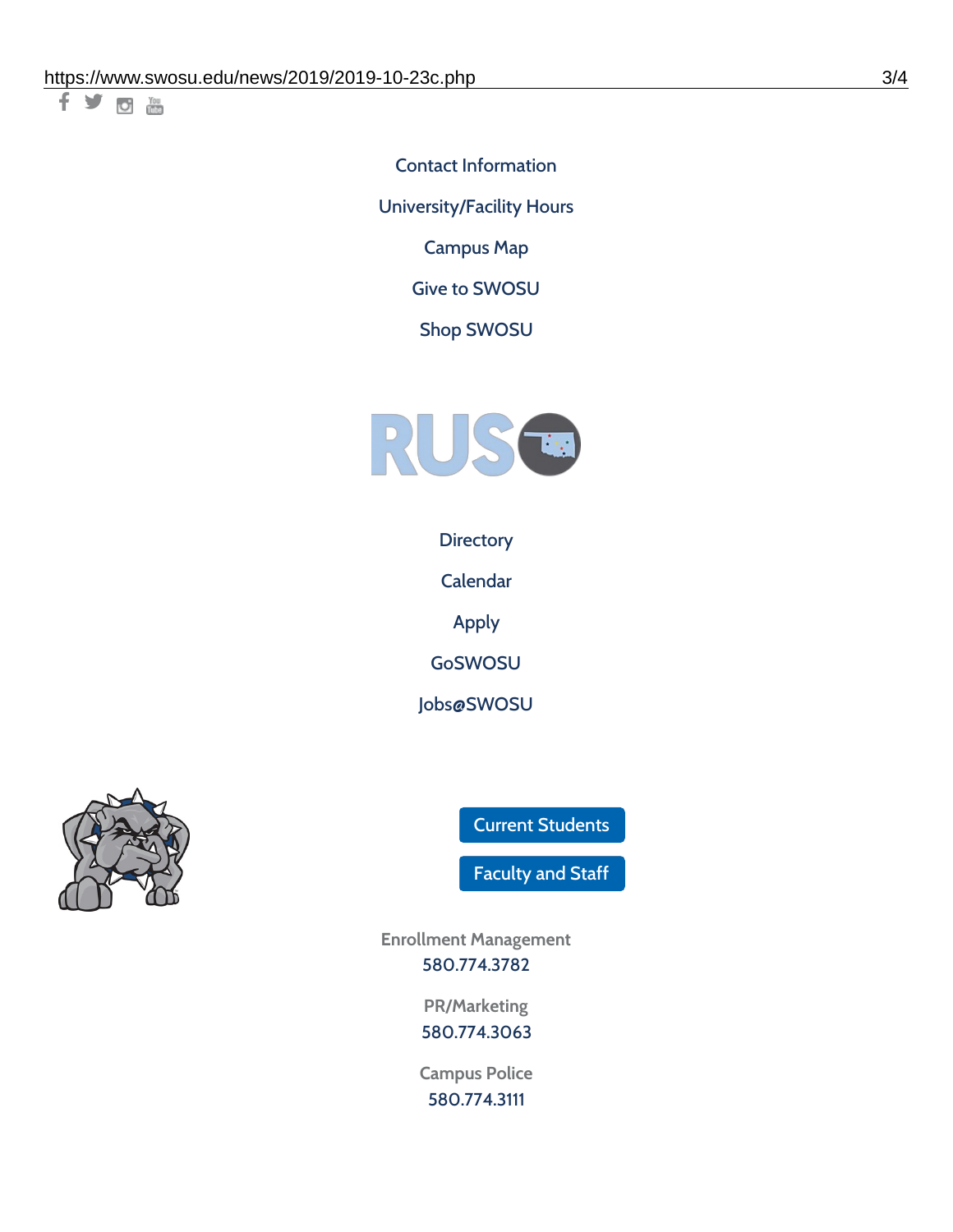Contact Information

University/Facility Hours

Campus Map

Give to SWOSU

Shop SWOSU

Directory

Calendar

Apply

GoSWOSU

Jobs@SWOSU

Current Students

Faculty and Staff

Enrollment Management
580.774.3782

PR/Marketing
580.774.3063

Campus Police
580.774.3111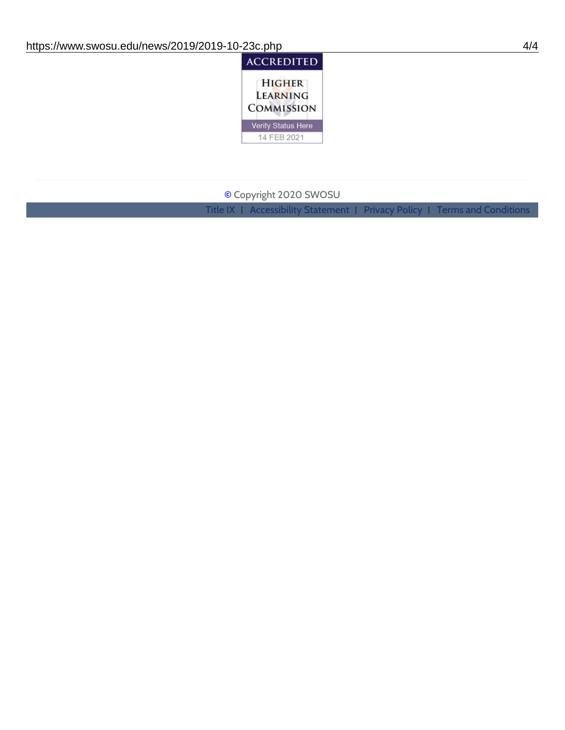ACCREDITED

HIGHER LEARNING COMMISSION

Verify Status Here

14 FEB 2021

© Copyright 2020 SWOSU

Title IX | Accessibility Statement | Privacy Policy | Terms and Conditions